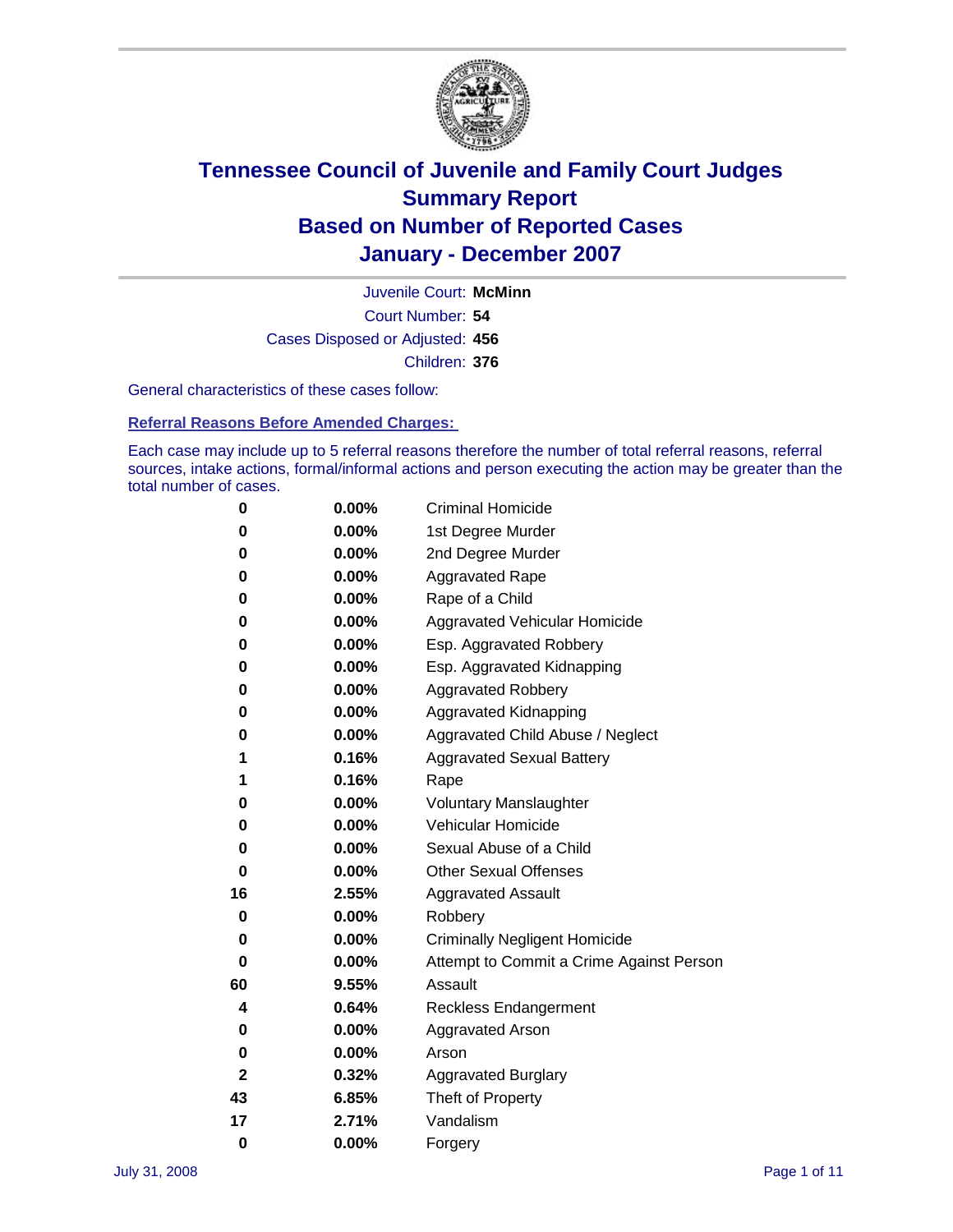# Tennessee Council of Juvenile and Family Court Judges
# Summary Report
# Based on Number of Reported Cases
# January - December 2007

Juvenile Court: **McMinn**

Court Number: **54**

Cases Disposed or Adjusted: **456**

Children: **376**

General characteristics of these cases follow:

## Referral Reasons Before Amended Charges:

Each case may include up to 5 referral reasons therefore the number of total referral reasons, referral sources, intake actions, formal/informal actions and person executing the action may be greater than the total number of cases.

| | | |
|---|---|---|
| 0 | 0.00% | Criminal Homicide |
| 0 | 0.00% | 1st Degree Murder |
| 0 | 0.00% | 2nd Degree Murder |
| 0 | 0.00% | Aggravated Rape |
| 0 | 0.00% | Rape of a Child |
| 0 | 0.00% | Aggravated Vehicular Homicide |
| 0 | 0.00% | Esp. Aggravated Robbery |
| 0 | 0.00% | Esp. Aggravated Kidnapping |
| 0 | 0.00% | Aggravated Robbery |
| 0 | 0.00% | Aggravated Kidnapping |
| 0 | 0.00% | Aggravated Child Abuse / Neglect |
| 1 | 0.16% | Aggravated Sexual Battery |
| 1 | 0.16% | Rape |
| 0 | 0.00% | Voluntary Manslaughter |
| 0 | 0.00% | Vehicular Homicide |
| 0 | 0.00% | Sexual Abuse of a Child |
| 0 | 0.00% | Other Sexual Offenses |
| 16 | 2.55% | Aggravated Assault |
| 0 | 0.00% | Robbery |
| 0 | 0.00% | Criminally Negligent Homicide |
| 0 | 0.00% | Attempt to Commit a Crime Against Person |
| 60 | 9.55% | Assault |
| 4 | 0.64% | Reckless Endangerment |
| 0 | 0.00% | Aggravated Arson |
| 0 | 0.00% | Arson |
| 2 | 0.32% | Aggravated Burglary |
| 43 | 6.85% | Theft of Property |
| 17 | 2.71% | Vandalism |
| 0 | 0.00% | Forgery |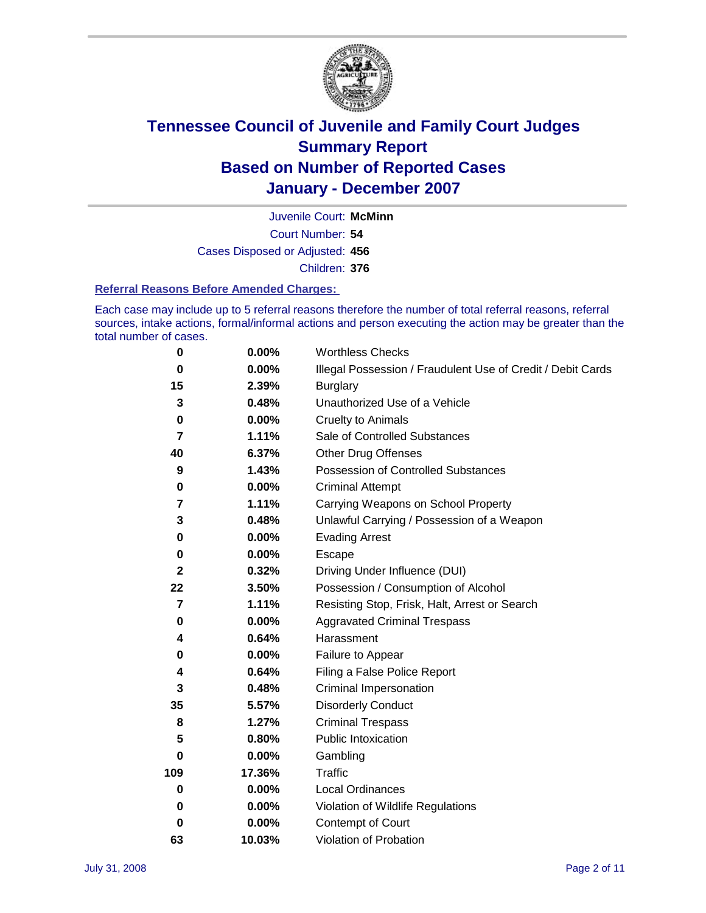# Tennessee Council of Juvenile and Family Court Judges
## Summary Report
## Based on Number of Reported Cases
## January - December 2007

Juvenile Court: **McMinn**

Court Number: **54**

Cases Disposed or Adjusted: **456**

Children: **376**

### Referral Reasons Before Amended Charges:

Each case may include up to 5 referral reasons therefore the number of total referral reasons, referral sources, intake actions, formal/informal actions and person executing the action may be greater than the total number of cases.

| | | |
|---|---|---|
| **0** | **0.00%** | Worthless Checks |
| **0** | **0.00%** | Illegal Possession / Fraudulent Use of Credit / Debit Cards |
| **15** | **2.39%** | Burglary |
| **3** | **0.48%** | Unauthorized Use of a Vehicle |
| **0** | **0.00%** | Cruelty to Animals |
| **7** | **1.11%** | Sale of Controlled Substances |
| **40** | **6.37%** | Other Drug Offenses |
| **9** | **1.43%** | Possession of Controlled Substances |
| **0** | **0.00%** | Criminal Attempt |
| **7** | **1.11%** | Carrying Weapons on School Property |
| **3** | **0.48%** | Unlawful Carrying / Possession of a Weapon |
| **0** | **0.00%** | Evading Arrest |
| **0** | **0.00%** | Escape |
| **2** | **0.32%** | Driving Under Influence (DUI) |
| **22** | **3.50%** | Possession / Consumption of Alcohol |
| **7** | **1.11%** | Resisting Stop, Frisk, Halt, Arrest or Search |
| **0** | **0.00%** | Aggravated Criminal Trespass |
| **4** | **0.64%** | Harassment |
| **0** | **0.00%** | Failure to Appear |
| **4** | **0.64%** | Filing a False Police Report |
| **3** | **0.48%** | Criminal Impersonation |
| **35** | **5.57%** | Disorderly Conduct |
| **8** | **1.27%** | Criminal Trespass |
| **5** | **0.80%** | Public Intoxication |
| **0** | **0.00%** | Gambling |
| **109** | **17.36%** | Traffic |
| **0** | **0.00%** | Local Ordinances |
| **0** | **0.00%** | Violation of Wildlife Regulations |
| **0** | **0.00%** | Contempt of Court |
| **63** | **10.03%** | Violation of Probation |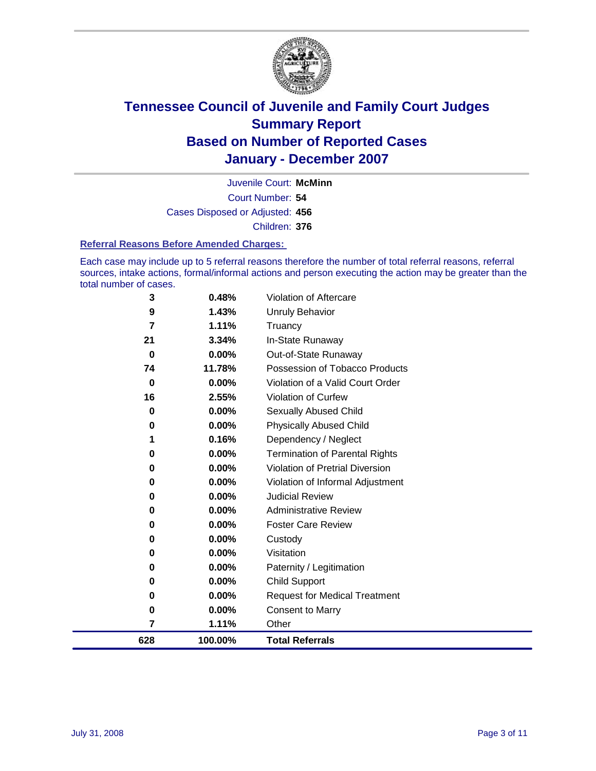# Tennessee Council of Juvenile and Family Court Judges
# Summary Report
# Based on Number of Reported Cases
# January - December 2007

Juvenile Court: **McMinn**

Court Number: **54**

Cases Disposed or Adjusted: **456**

Children: **376**

**Referral Reasons Before Amended Charges:**

Each case may include up to 5 referral reasons therefore the number of total referral reasons, referral sources, intake actions, formal/informal actions and person executing the action may be greater than the total number of cases.

| Count | Percent | Referral Reason |
|---|---|---|
| 3 | 0.48% | Violation of Aftercare |
| 9 | 1.43% | Unruly Behavior |
| 7 | 1.11% | Truancy |
| 21 | 3.34% | In-State Runaway |
| 0 | 0.00% | Out-of-State Runaway |
| 74 | 11.78% | Possession of Tobacco Products |
| 0 | 0.00% | Violation of a Valid Court Order |
| 16 | 2.55% | Violation of Curfew |
| 0 | 0.00% | Sexually Abused Child |
| 0 | 0.00% | Physically Abused Child |
| 1 | 0.16% | Dependency / Neglect |
| 0 | 0.00% | Termination of Parental Rights |
| 0 | 0.00% | Violation of Pretrial Diversion |
| 0 | 0.00% | Violation of Informal Adjustment |
| 0 | 0.00% | Judicial Review |
| 0 | 0.00% | Administrative Review |
| 0 | 0.00% | Foster Care Review |
| 0 | 0.00% | Custody |
| 0 | 0.00% | Visitation |
| 0 | 0.00% | Paternity / Legitimation |
| 0 | 0.00% | Child Support |
| 0 | 0.00% | Request for Medical Treatment |
| 0 | 0.00% | Consent to Marry |
| 7 | 1.11% | Other |
| **628** | **100.00%** | **Total Referrals** |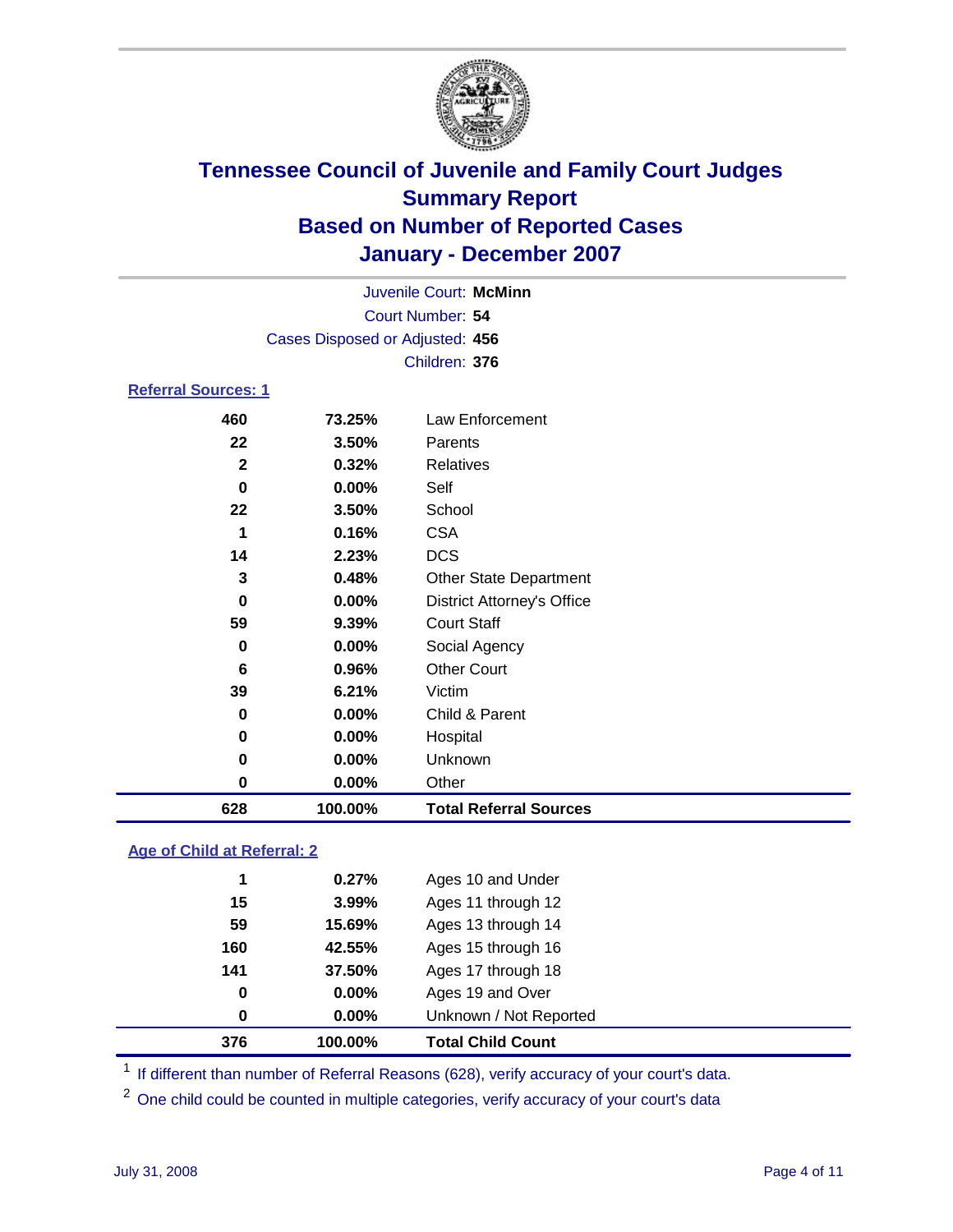# Tennessee Council of Juvenile and Family Court Judges
## Summary Report
## Based on Number of Reported Cases
## January - December 2007

Juvenile Court: **McMinn**
Court Number: **54**
Cases Disposed or Adjusted: **456**
Children: **376**

### Referral Sources: 1

| Count | Percent | Source |
|---|---|---|
| 460 | 73.25% | Law Enforcement |
| 22 | 3.50% | Parents |
| 2 | 0.32% | Relatives |
| 0 | 0.00% | Self |
| 22 | 3.50% | School |
| 1 | 0.16% | CSA |
| 14 | 2.23% | DCS |
| 3 | 0.48% | Other State Department |
| 0 | 0.00% | District Attorney's Office |
| 59 | 9.39% | Court Staff |
| 0 | 0.00% | Social Agency |
| 6 | 0.96% | Other Court |
| 39 | 6.21% | Victim |
| 0 | 0.00% | Child & Parent |
| 0 | 0.00% | Hospital |
| 0 | 0.00% | Unknown |
| 0 | 0.00% | Other |
| **628** | **100.00%** | **Total Referral Sources** |

### Age of Child at Referral: 2

| Count | Percent | Age |
|---|---|---|
| 1 | 0.27% | Ages 10 and Under |
| 15 | 3.99% | Ages 11 through 12 |
| 59 | 15.69% | Ages 13 through 14 |
| 160 | 42.55% | Ages 15 through 16 |
| 141 | 37.50% | Ages 17 through 18 |
| 0 | 0.00% | Ages 19 and Over |
| 0 | 0.00% | Unknown / Not Reported |
| **376** | **100.00%** | **Total Child Count** |

[1] If different than number of Referral Reasons (628), verify accuracy of your court's data.

[2] One child could be counted in multiple categories, verify accuracy of your court's data

July 31, 2008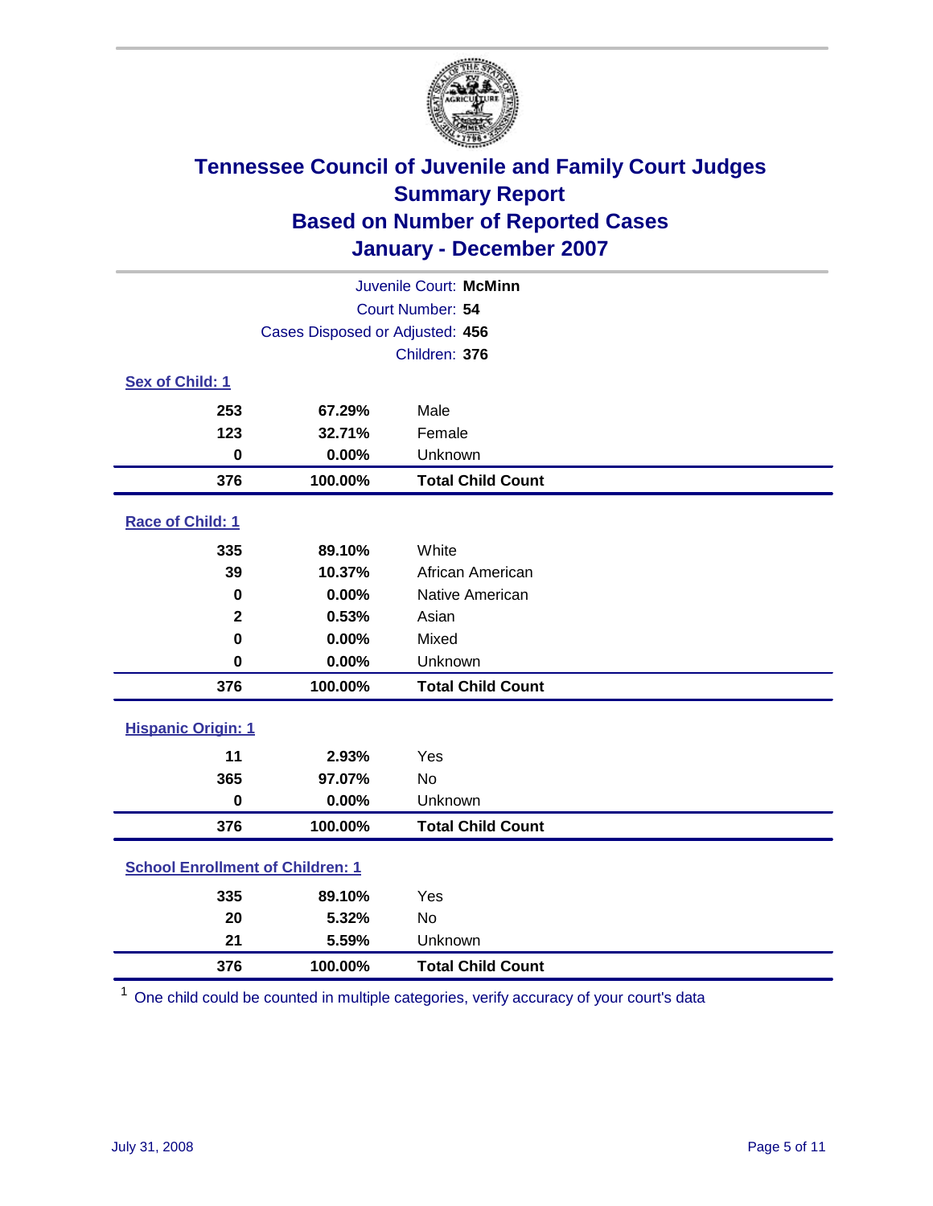# Tennessee Council of Juvenile and Family Court Judges
## Summary Report
## Based on Number of Reported Cases
## January - December 2007

Juvenile Court: **McMinn**
Court Number: **54**
Cases Disposed or Adjusted: **456**
Children: **376**

### Sex of Child: 1

| | | |
|---|---|---|
| 253 | 67.29% | Male |
| 123 | 32.71% | Female |
| 0 | 0.00% | Unknown |
| **376** | **100.00%** | **Total Child Count** |

### Race of Child: 1

| | | |
|---|---|---|
| 335 | 89.10% | White |
| 39 | 10.37% | African American |
| 0 | 0.00% | Native American |
| 2 | 0.53% | Asian |
| 0 | 0.00% | Mixed |
| 0 | 0.00% | Unknown |
| **376** | **100.00%** | **Total Child Count** |

### Hispanic Origin: 1

| | | |
|---|---|---|
| 11 | 2.93% | Yes |
| 365 | 97.07% | No |
| 0 | 0.00% | Unknown |
| **376** | **100.00%** | **Total Child Count** |

### School Enrollment of Children: 1

| | | |
|---|---|---|
| 335 | 89.10% | Yes |
| 20 | 5.32% | No |
| 21 | 5.59% | Unknown |
| **376** | **100.00%** | **Total Child Count** |

[1] One child could be counted in multiple categories, verify accuracy of your court's data

July 31, 2008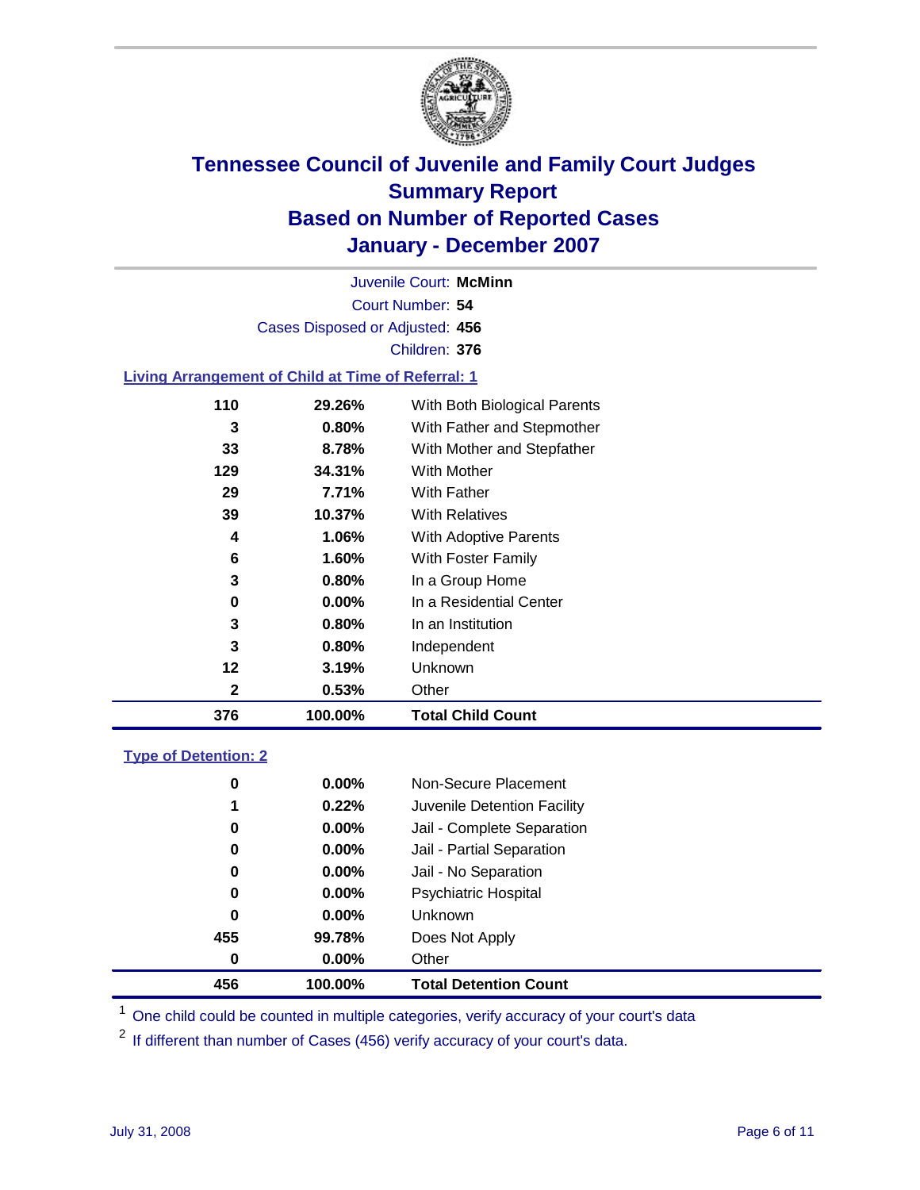# Tennessee Council of Juvenile and Family Court Judges
## Summary Report
## Based on Number of Reported Cases
## January - December 2007

Juvenile Court: **McMinn**

Court Number: **54**

Cases Disposed or Adjusted: **456**

Children: **376**

### Living Arrangement of Child at Time of Referral: 1

| | | |
|---|---|---|
| 110 | 29.26% | With Both Biological Parents |
| 3 | 0.80% | With Father and Stepmother |
| 33 | 8.78% | With Mother and Stepfather |
| 129 | 34.31% | With Mother |
| 29 | 7.71% | With Father |
| 39 | 10.37% | With Relatives |
| 4 | 1.06% | With Adoptive Parents |
| 6 | 1.60% | With Foster Family |
| 3 | 0.80% | In a Group Home |
| 0 | 0.00% | In a Residential Center |
| 3 | 0.80% | In an Institution |
| 3 | 0.80% | Independent |
| 12 | 3.19% | Unknown |
| 2 | 0.53% | Other |
| **376** | **100.00%** | **Total Child Count** |

### Type of Detention: 2

| | | |
|---|---|---|
| 0 | 0.00% | Non-Secure Placement |
| 1 | 0.22% | Juvenile Detention Facility |
| 0 | 0.00% | Jail - Complete Separation |
| 0 | 0.00% | Jail - Partial Separation |
| 0 | 0.00% | Jail - No Separation |
| 0 | 0.00% | Psychiatric Hospital |
| 0 | 0.00% | Unknown |
| 455 | 99.78% | Does Not Apply |
| 0 | 0.00% | Other |
| **456** | **100.00%** | **Total Detention Count** |

[1] One child could be counted in multiple categories, verify accuracy of your court's data

[2] If different than number of Cases (456) verify accuracy of your court's data.

July 31, 2008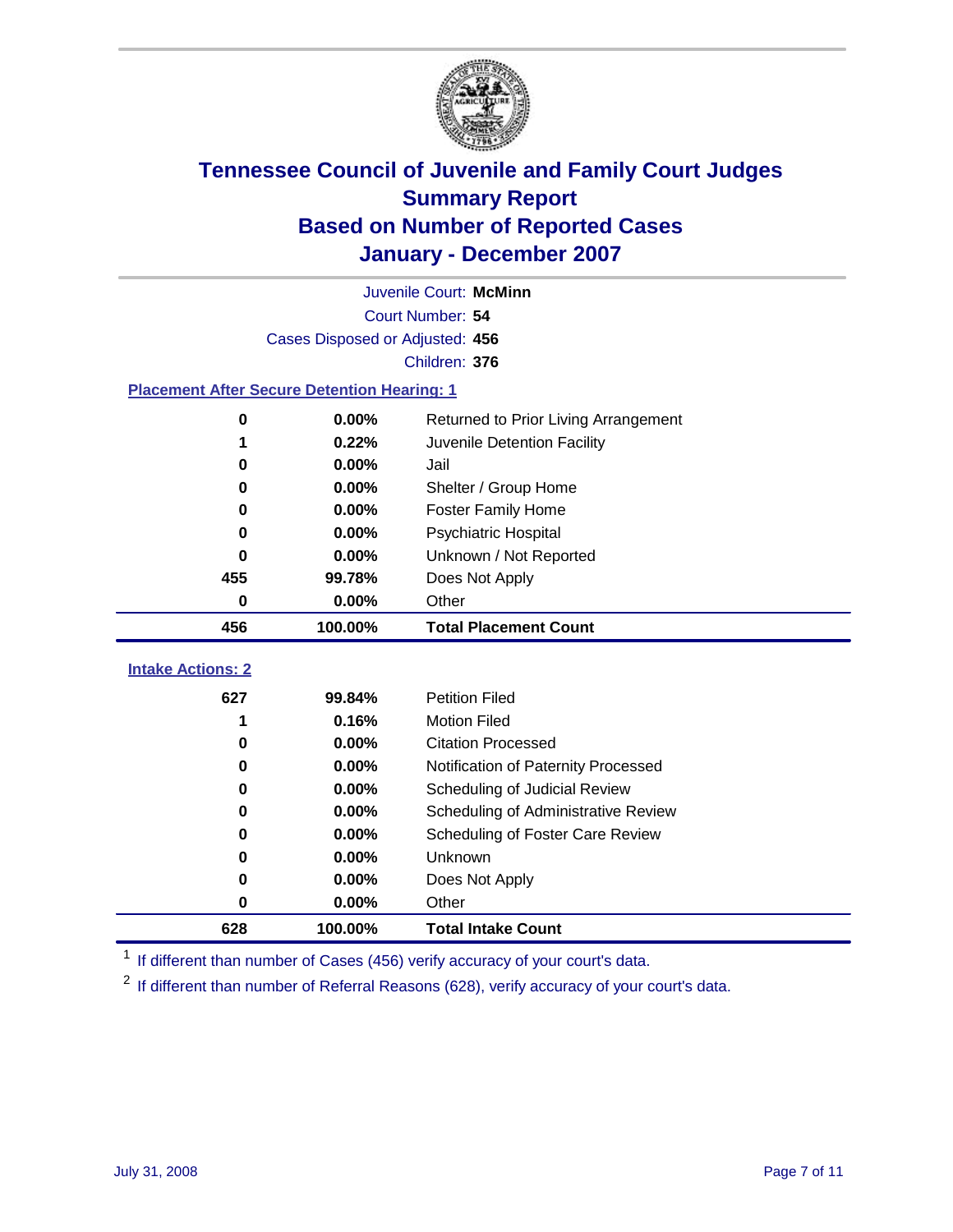# Tennessee Council of Juvenile and Family Court Judges
## Summary Report
## Based on Number of Reported Cases
## January - December 2007

Juvenile Court: **McMinn**
Court Number: **54**
Cases Disposed or Adjusted: **456**
Children: **376**

### Placement After Secure Detention Hearing: 1

| Count | Percent | Placement |
|---|---|---|
| 0 | 0.00% | Returned to Prior Living Arrangement |
| 1 | 0.22% | Juvenile Detention Facility |
| 0 | 0.00% | Jail |
| 0 | 0.00% | Shelter / Group Home |
| 0 | 0.00% | Foster Family Home |
| 0 | 0.00% | Psychiatric Hospital |
| 0 | 0.00% | Unknown / Not Reported |
| 455 | 99.78% | Does Not Apply |
| 0 | 0.00% | Other |
| **456** | **100.00%** | **Total Placement Count** |

### Intake Actions: 2

| Count | Percent | Intake Action |
|---|---|---|
| 627 | 99.84% | Petition Filed |
| 1 | 0.16% | Motion Filed |
| 0 | 0.00% | Citation Processed |
| 0 | 0.00% | Notification of Paternity Processed |
| 0 | 0.00% | Scheduling of Judicial Review |
| 0 | 0.00% | Scheduling of Administrative Review |
| 0 | 0.00% | Scheduling of Foster Care Review |
| 0 | 0.00% | Unknown |
| 0 | 0.00% | Does Not Apply |
| 0 | 0.00% | Other |
| **628** | **100.00%** | **Total Intake Count** |

[1] If different than number of Cases (456) verify accuracy of your court's data.

[2] If different than number of Referral Reasons (628), verify accuracy of your court's data.

July 31, 2008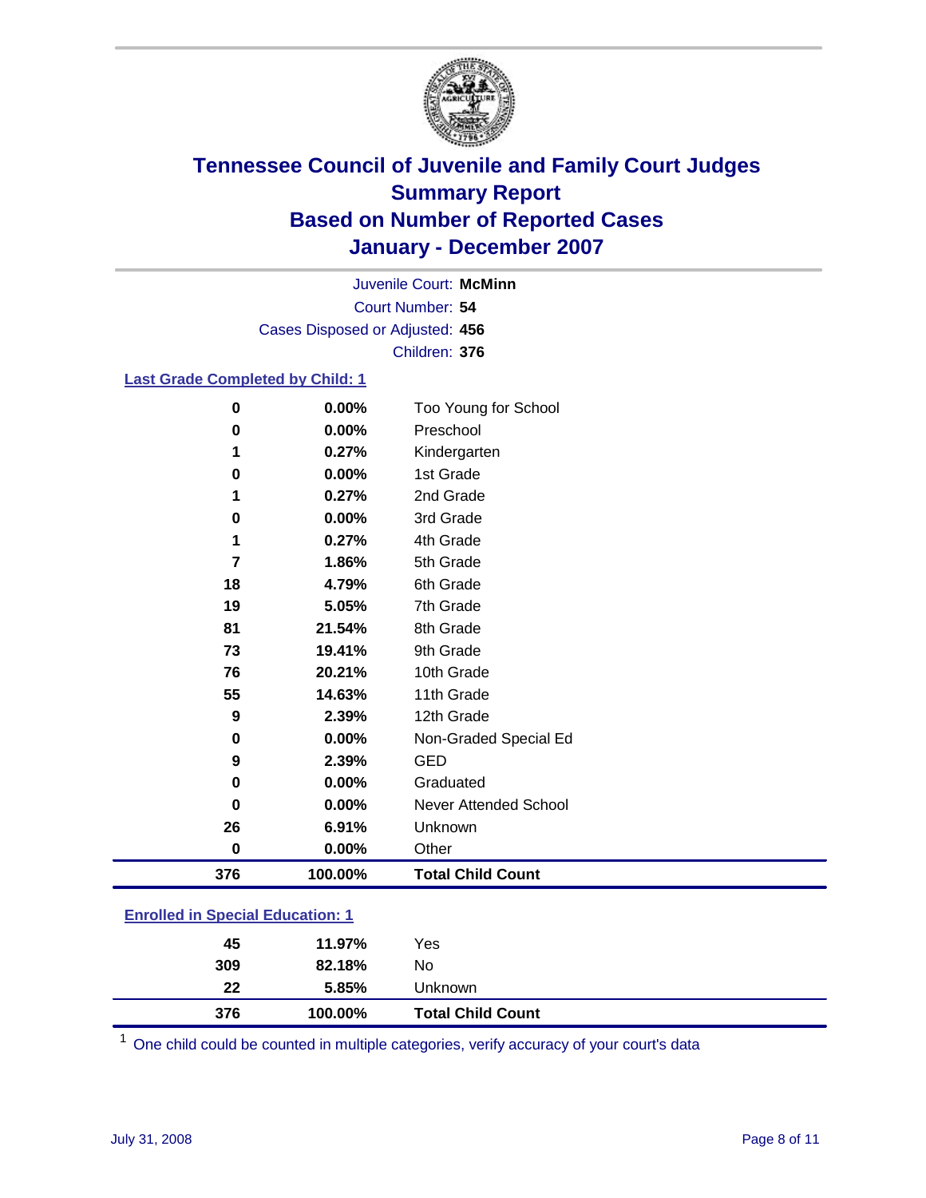# Tennessee Council of Juvenile and Family Court Judges
## Summary Report
## Based on Number of Reported Cases
## January - December 2007

Juvenile Court: **McMinn**
Court Number: **54**
Cases Disposed or Adjusted: **456**
Children: **376**

### Last Grade Completed by Child: 1

| Count | Percent | Category |
|---|---|---|
| 0 | 0.00% | Too Young for School |
| 0 | 0.00% | Preschool |
| 1 | 0.27% | Kindergarten |
| 0 | 0.00% | 1st Grade |
| 1 | 0.27% | 2nd Grade |
| 0 | 0.00% | 3rd Grade |
| 1 | 0.27% | 4th Grade |
| 7 | 1.86% | 5th Grade |
| 18 | 4.79% | 6th Grade |
| 19 | 5.05% | 7th Grade |
| 81 | 21.54% | 8th Grade |
| 73 | 19.41% | 9th Grade |
| 76 | 20.21% | 10th Grade |
| 55 | 14.63% | 11th Grade |
| 9 | 2.39% | 12th Grade |
| 0 | 0.00% | Non-Graded Special Ed |
| 9 | 2.39% | GED |
| 0 | 0.00% | Graduated |
| 0 | 0.00% | Never Attended School |
| 26 | 6.91% | Unknown |
| 0 | 0.00% | Other |
| **376** | **100.00%** | **Total Child Count** |

### Enrolled in Special Education: 1

| Count | Percent | Category |
|---|---|---|
| 45 | 11.97% | Yes |
| 309 | 82.18% | No |
| 22 | 5.85% | Unknown |
| **376** | **100.00%** | **Total Child Count** |

[1] One child could be counted in multiple categories, verify accuracy of your court's data

July 31, 2008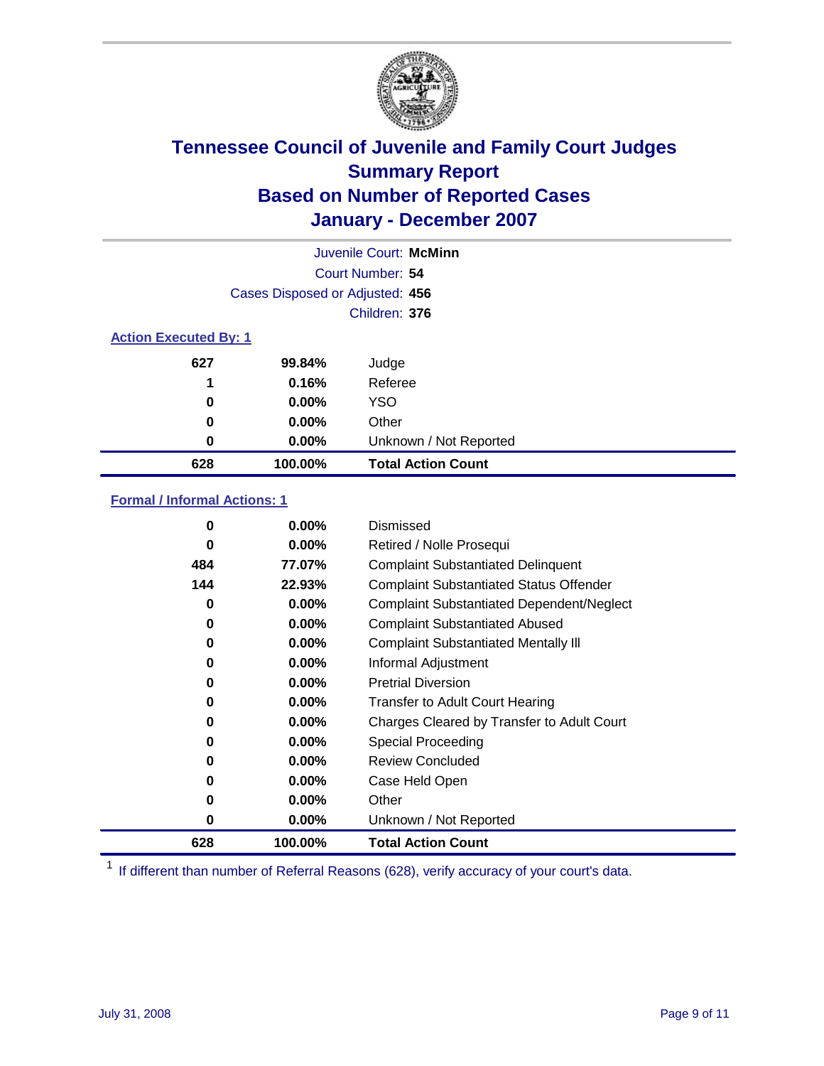# Tennessee Council of Juvenile and Family Court Judges
## Summary Report
## Based on Number of Reported Cases
## January - December 2007

Juvenile Court: **McMinn**
Court Number: **54**
Cases Disposed or Adjusted: **456**
Children: **376**

### Action Executed By: 1

| | | |
|---|---|---|
| 627 | 99.84% | Judge |
| 1 | 0.16% | Referee |
| 0 | 0.00% | YSO |
| 0 | 0.00% | Other |
| 0 | 0.00% | Unknown / Not Reported |
| **628** | **100.00%** | **Total Action Count** |

### Formal / Informal Actions: 1

| | | |
|---|---|---|
| 0 | 0.00% | Dismissed |
| 0 | 0.00% | Retired / Nolle Prosequi |
| 484 | 77.07% | Complaint Substantiated Delinquent |
| 144 | 22.93% | Complaint Substantiated Status Offender |
| 0 | 0.00% | Complaint Substantiated Dependent/Neglect |
| 0 | 0.00% | Complaint Substantiated Abused |
| 0 | 0.00% | Complaint Substantiated Mentally Ill |
| 0 | 0.00% | Informal Adjustment |
| 0 | 0.00% | Pretrial Diversion |
| 0 | 0.00% | Transfer to Adult Court Hearing |
| 0 | 0.00% | Charges Cleared by Transfer to Adult Court |
| 0 | 0.00% | Special Proceeding |
| 0 | 0.00% | Review Concluded |
| 0 | 0.00% | Case Held Open |
| 0 | 0.00% | Other |
| 0 | 0.00% | Unknown / Not Reported |
| **628** | **100.00%** | **Total Action Count** |

[1] If different than number of Referral Reasons (628), verify accuracy of your court's data.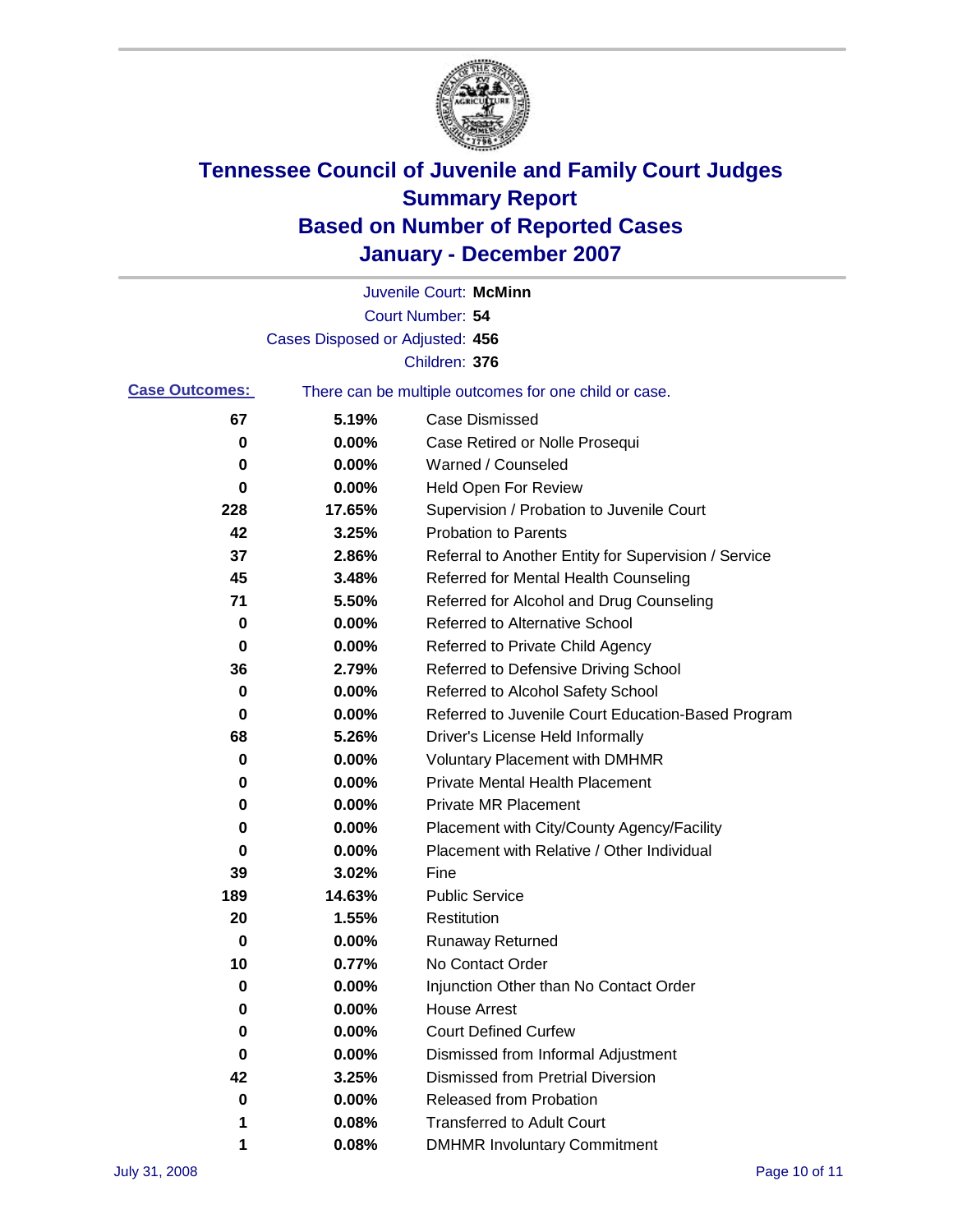# Tennessee Council of Juvenile and Family Court Judges
## Summary Report
## Based on Number of Reported Cases
## January - December 2007

Juvenile Court: **McMinn**

Court Number: **54**

Cases Disposed or Adjusted: **456**

Children: **376**

**Case Outcomes:** There can be multiple outcomes for one child or case.

| Count | Percent | Outcome |
|---|---|---|
| 67 | 5.19% | Case Dismissed |
| 0 | 0.00% | Case Retired or Nolle Prosequi |
| 0 | 0.00% | Warned / Counseled |
| 0 | 0.00% | Held Open For Review |
| 228 | 17.65% | Supervision / Probation to Juvenile Court |
| 42 | 3.25% | Probation to Parents |
| 37 | 2.86% | Referral to Another Entity for Supervision / Service |
| 45 | 3.48% | Referred for Mental Health Counseling |
| 71 | 5.50% | Referred for Alcohol and Drug Counseling |
| 0 | 0.00% | Referred to Alternative School |
| 0 | 0.00% | Referred to Private Child Agency |
| 36 | 2.79% | Referred to Defensive Driving School |
| 0 | 0.00% | Referred to Alcohol Safety School |
| 0 | 0.00% | Referred to Juvenile Court Education-Based Program |
| 68 | 5.26% | Driver's License Held Informally |
| 0 | 0.00% | Voluntary Placement with DMHMR |
| 0 | 0.00% | Private Mental Health Placement |
| 0 | 0.00% | Private MR Placement |
| 0 | 0.00% | Placement with City/County Agency/Facility |
| 0 | 0.00% | Placement with Relative / Other Individual |
| 39 | 3.02% | Fine |
| 189 | 14.63% | Public Service |
| 20 | 1.55% | Restitution |
| 0 | 0.00% | Runaway Returned |
| 10 | 0.77% | No Contact Order |
| 0 | 0.00% | Injunction Other than No Contact Order |
| 0 | 0.00% | House Arrest |
| 0 | 0.00% | Court Defined Curfew |
| 0 | 0.00% | Dismissed from Informal Adjustment |
| 42 | 3.25% | Dismissed from Pretrial Diversion |
| 0 | 0.00% | Released from Probation |
| 1 | 0.08% | Transferred to Adult Court |
| 1 | 0.08% | DMHMR Involuntary Commitment |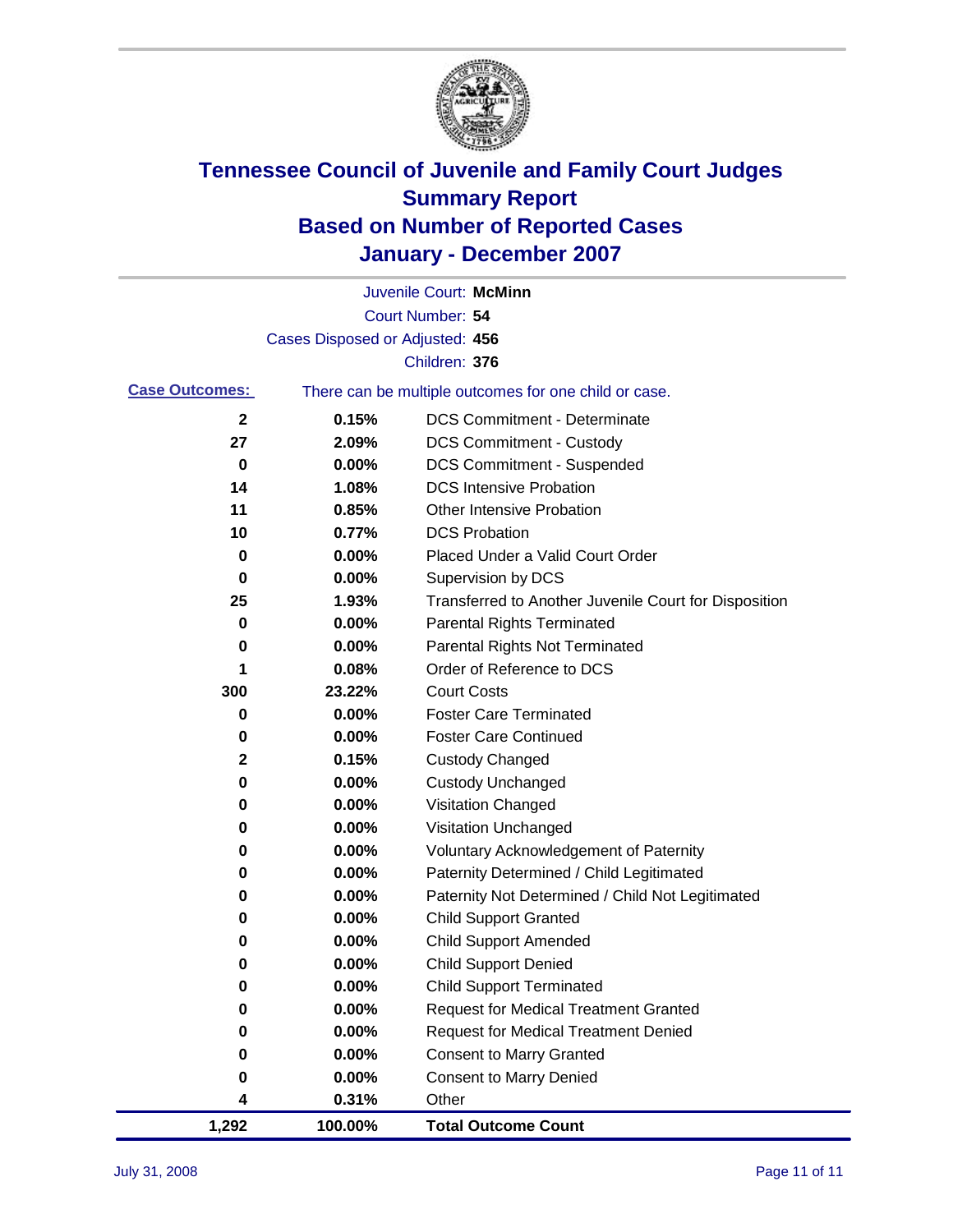# Tennessee Council of Juvenile and Family Court Judges
## Summary Report
## Based on Number of Reported Cases
## January - December 2007

Juvenile Court: **McMinn**

Court Number: **54**

Cases Disposed or Adjusted: **456**

Children: **376**

**Case Outcomes:** There can be multiple outcomes for one child or case.

| | | |
|---|---|---|
| 2 | 0.15% | DCS Commitment - Determinate |
| 27 | 2.09% | DCS Commitment - Custody |
| 0 | 0.00% | DCS Commitment - Suspended |
| 14 | 1.08% | DCS Intensive Probation |
| 11 | 0.85% | Other Intensive Probation |
| 10 | 0.77% | DCS Probation |
| 0 | 0.00% | Placed Under a Valid Court Order |
| 0 | 0.00% | Supervision by DCS |
| 25 | 1.93% | Transferred to Another Juvenile Court for Disposition |
| 0 | 0.00% | Parental Rights Terminated |
| 0 | 0.00% | Parental Rights Not Terminated |
| 1 | 0.08% | Order of Reference to DCS |
| 300 | 23.22% | Court Costs |
| 0 | 0.00% | Foster Care Terminated |
| 0 | 0.00% | Foster Care Continued |
| 2 | 0.15% | Custody Changed |
| 0 | 0.00% | Custody Unchanged |
| 0 | 0.00% | Visitation Changed |
| 0 | 0.00% | Visitation Unchanged |
| 0 | 0.00% | Voluntary Acknowledgement of Paternity |
| 0 | 0.00% | Paternity Determined / Child Legitimated |
| 0 | 0.00% | Paternity Not Determined / Child Not Legitimated |
| 0 | 0.00% | Child Support Granted |
| 0 | 0.00% | Child Support Amended |
| 0 | 0.00% | Child Support Denied |
| 0 | 0.00% | Child Support Terminated |
| 0 | 0.00% | Request for Medical Treatment Granted |
| 0 | 0.00% | Request for Medical Treatment Denied |
| 0 | 0.00% | Consent to Marry Granted |
| 0 | 0.00% | Consent to Marry Denied |
| 4 | 0.31% | Other |
| **1,292** | **100.00%** | **Total Outcome Count** |

July 31, 2008